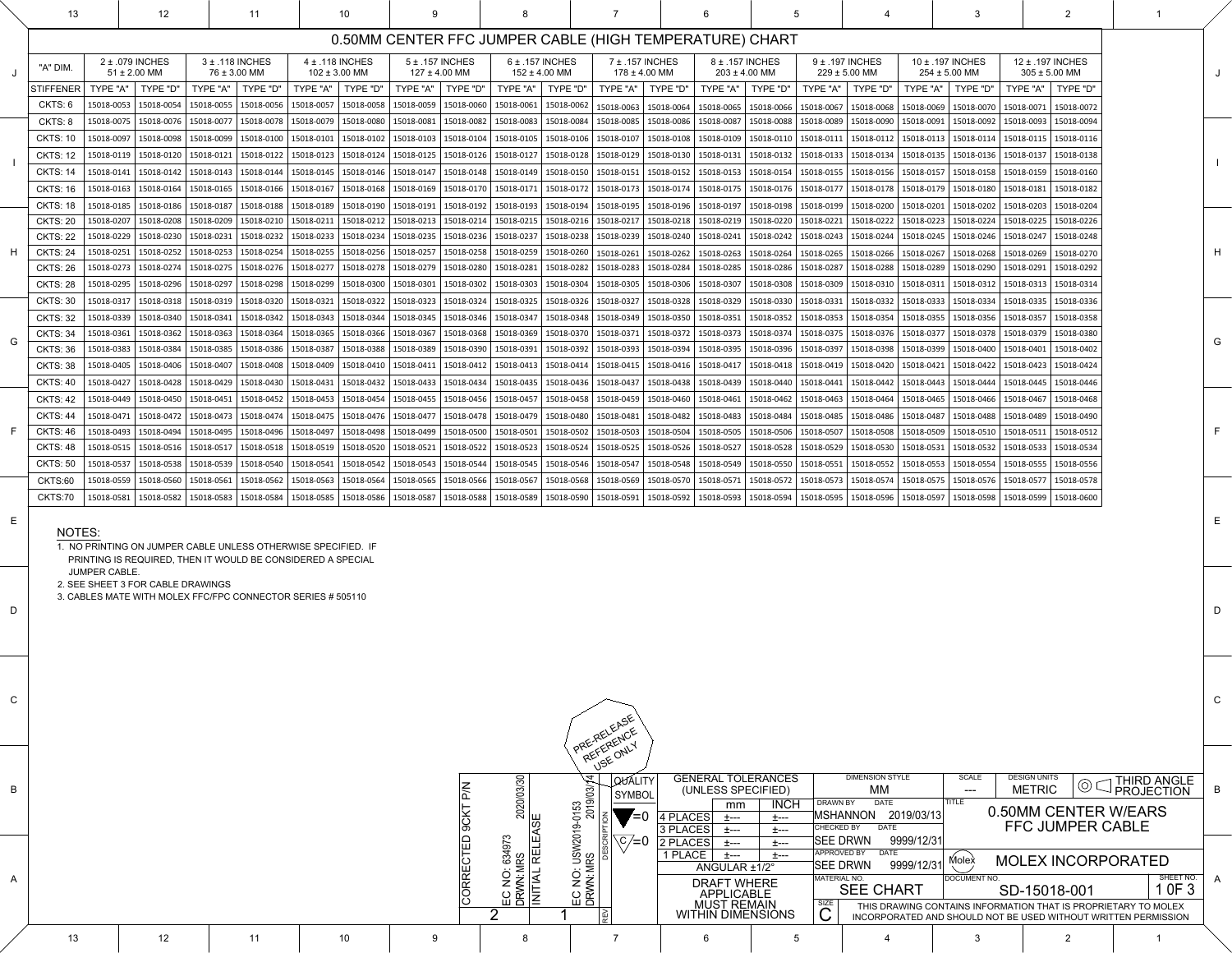# 0.50MM CENTER FFC JUMPER CABLE (HIGH TEMPERATURE) CHART

| "A" DIM. | 2 ± .079 INCHES 51 ± 2.00 MM | | 3 ± .118 INCHES 76 ± 3.00 MM | | 4 ± .118 INCHES 102 ± 3.00 MM | | 5 ± .157 INCHES 127 ± 4.00 MM | | 6 ± .157 INCHES 152 ± 4.00 MM | | 7 ± .157 INCHES 178 ± 4.00 MM | | 8 ± .157 INCHES 203 ± 4.00 MM | | 9 ± .197 INCHES 229 ± 5.00 MM | | 10 ± .197 INCHES 254 ± 5.00 MM | | 12 ± .197 INCHES 305 ± 5.00 MM | |
|---|---|---|---|---|---|---|---|---|---|---|---|---|---|---|---|---|---|---|---|---|
| STIFFENER | TYPE "A" | TYPE "D" | TYPE "A" | TYPE "D" | TYPE "A" | TYPE "D" | TYPE "A" | TYPE "D" | TYPE "A" | TYPE "D" | TYPE "A" | TYPE "D" | TYPE "A" | TYPE "D" | TYPE "A" | TYPE "D" | TYPE "A" | TYPE "D" | TYPE "A" | TYPE "D" |
| CKTS: 6 | 15018-0053 | 15018-0054 | 15018-0055 | 15018-0056 | 15018-0057 | 15018-0058 | 15018-0059 | 15018-0060 | 15018-0061 | 15018-0062 | 15018-0063 | 15018-0064 | 15018-0065 | 15018-0066 | 15018-0067 | 15018-0068 | 15018-0069 | 15018-0070 | 15018-0071 | 15018-0072 |
| CKTS: 8 | 15018-0075 | 15018-0076 | 15018-0077 | 15018-0078 | 15018-0079 | 15018-0080 | 15018-0081 | 15018-0082 | 15018-0083 | 15018-0084 | 15018-0085 | 15018-0086 | 15018-0087 | 15018-0088 | 15018-0089 | 15018-0090 | 15018-0091 | 15018-0092 | 15018-0093 | 15018-0094 |
| CKTS: 10 | 15018-0097 | 15018-0098 | 15018-0099 | 15018-0100 | 15018-0101 | 15018-0102 | 15018-0103 | 15018-0104 | 15018-0105 | 15018-0106 | 15018-0107 | 15018-0108 | 15018-0109 | 15018-0110 | 15018-0111 | 15018-0112 | 15018-0113 | 15018-0114 | 15018-0115 | 15018-0116 |
| CKTS: 12 | 15018-0119 | 15018-0120 | 15018-0121 | 15018-0122 | 15018-0123 | 15018-0124 | 15018-0125 | 15018-0126 | 15018-0127 | 15018-0128 | 15018-0129 | 15018-0130 | 15018-0131 | 15018-0132 | 15018-0133 | 15018-0134 | 15018-0135 | 15018-0136 | 15018-0137 | 15018-0138 |
| CKTS: 14 | 15018-0141 | 15018-0142 | 15018-0143 | 15018-0144 | 15018-0145 | 15018-0146 | 15018-0147 | 15018-0148 | 15018-0149 | 15018-0150 | 15018-0151 | 15018-0152 | 15018-0153 | 15018-0154 | 15018-0155 | 15018-0156 | 15018-0157 | 15018-0158 | 15018-0159 | 15018-0160 |
| CKTS: 16 | 15018-0163 | 15018-0164 | 15018-0165 | 15018-0166 | 15018-0167 | 15018-0168 | 15018-0169 | 15018-0170 | 15018-0171 | 15018-0172 | 15018-0173 | 15018-0174 | 15018-0175 | 15018-0176 | 15018-0177 | 15018-0178 | 15018-0179 | 15018-0180 | 15018-0181 | 15018-0182 |
| CKTS: 18 | 15018-0185 | 15018-0186 | 15018-0187 | 15018-0188 | 15018-0189 | 15018-0190 | 15018-0191 | 15018-0192 | 15018-0193 | 15018-0194 | 15018-0195 | 15018-0196 | 15018-0197 | 15018-0198 | 15018-0199 | 15018-0200 | 15018-0201 | 15018-0202 | 15018-0203 | 15018-0204 |
| CKTS: 20 | 15018-0207 | 15018-0208 | 15018-0209 | 15018-0210 | 15018-0211 | 15018-0212 | 15018-0213 | 15018-0214 | 15018-0215 | 15018-0216 | 15018-0217 | 15018-0218 | 15018-0219 | 15018-0220 | 15018-0221 | 15018-0222 | 15018-0223 | 15018-0224 | 15018-0225 | 15018-0226 |
| CKTS: 22 | 15018-0229 | 15018-0230 | 15018-0231 | 15018-0232 | 15018-0233 | 15018-0234 | 15018-0235 | 15018-0236 | 15018-0237 | 15018-0238 | 15018-0239 | 15018-0240 | 15018-0241 | 15018-0242 | 15018-0243 | 15018-0244 | 15018-0245 | 15018-0246 | 15018-0247 | 15018-0248 |
| CKTS: 24 | 15018-0251 | 15018-0252 | 15018-0253 | 15018-0254 | 15018-0255 | 15018-0256 | 15018-0257 | 15018-0258 | 15018-0259 | 15018-0260 | 15018-0261 | 15018-0262 | 15018-0263 | 15018-0264 | 15018-0265 | 15018-0266 | 15018-0267 | 15018-0268 | 15018-0269 | 15018-0270 |
| CKTS: 26 | 15018-0273 | 15018-0274 | 15018-0275 | 15018-0276 | 15018-0277 | 15018-0278 | 15018-0279 | 15018-0280 | 15018-0281 | 15018-0282 | 15018-0283 | 15018-0284 | 15018-0285 | 15018-0286 | 15018-0287 | 15018-0288 | 15018-0289 | 15018-0290 | 15018-0291 | 15018-0292 |
| CKTS: 28 | 15018-0295 | 15018-0296 | 15018-0297 | 15018-0298 | 15018-0299 | 15018-0300 | 15018-0301 | 15018-0302 | 15018-0303 | 15018-0304 | 15018-0305 | 15018-0306 | 15018-0307 | 15018-0308 | 15018-0309 | 15018-0310 | 15018-0311 | 15018-0312 | 15018-0313 | 15018-0314 |
| CKTS: 30 | 15018-0317 | 15018-0318 | 15018-0319 | 15018-0320 | 15018-0321 | 15018-0322 | 15018-0323 | 15018-0324 | 15018-0325 | 15018-0326 | 15018-0327 | 15018-0328 | 15018-0329 | 15018-0330 | 15018-0331 | 15018-0332 | 15018-0333 | 15018-0334 | 15018-0335 | 15018-0336 |
| CKTS: 32 | 15018-0339 | 15018-0340 | 15018-0341 | 15018-0342 | 15018-0343 | 15018-0344 | 15018-0345 | 15018-0346 | 15018-0347 | 15018-0348 | 15018-0349 | 15018-0350 | 15018-0351 | 15018-0352 | 15018-0353 | 15018-0354 | 15018-0355 | 15018-0356 | 15018-0357 | 15018-0358 |
| CKTS: 34 | 15018-0361 | 15018-0362 | 15018-0363 | 15018-0364 | 15018-0365 | 15018-0366 | 15018-0367 | 15018-0368 | 15018-0369 | 15018-0370 | 15018-0371 | 15018-0372 | 15018-0373 | 15018-0374 | 15018-0375 | 15018-0376 | 15018-0377 | 15018-0378 | 15018-0379 | 15018-0380 |
| CKTS: 36 | 15018-0383 | 15018-0384 | 15018-0385 | 15018-0386 | 15018-0387 | 15018-0388 | 15018-0389 | 15018-0390 | 15018-0391 | 15018-0392 | 15018-0393 | 15018-0394 | 15018-0395 | 15018-0396 | 15018-0397 | 15018-0398 | 15018-0399 | 15018-0400 | 15018-0401 | 15018-0402 |
| CKTS: 38 | 15018-0405 | 15018-0406 | 15018-0407 | 15018-0408 | 15018-0409 | 15018-0410 | 15018-0411 | 15018-0412 | 15018-0413 | 15018-0414 | 15018-0415 | 15018-0416 | 15018-0417 | 15018-0418 | 15018-0419 | 15018-0420 | 15018-0421 | 15018-0422 | 15018-0423 | 15018-0424 |
| CKTS: 40 | 15018-0427 | 15018-0428 | 15018-0429 | 15018-0430 | 15018-0431 | 15018-0432 | 15018-0433 | 15018-0434 | 15018-0435 | 15018-0436 | 15018-0437 | 15018-0438 | 15018-0439 | 15018-0440 | 15018-0441 | 15018-0442 | 15018-0443 | 15018-0444 | 15018-0445 | 15018-0446 |
| CKTS: 42 | 15018-0449 | 15018-0450 | 15018-0451 | 15018-0452 | 15018-0453 | 15018-0454 | 15018-0455 | 15018-0456 | 15018-0457 | 15018-0458 | 15018-0459 | 15018-0460 | 15018-0461 | 15018-0462 | 15018-0463 | 15018-0464 | 15018-0465 | 15018-0466 | 15018-0467 | 15018-0468 |
| CKTS: 44 | 15018-0471 | 15018-0472 | 15018-0473 | 15018-0474 | 15018-0475 | 15018-0476 | 15018-0477 | 15018-0478 | 15018-0479 | 15018-0480 | 15018-0481 | 15018-0482 | 15018-0483 | 15018-0484 | 15018-0485 | 15018-0486 | 15018-0487 | 15018-0488 | 15018-0489 | 15018-0490 |
| CKTS: 46 | 15018-0493 | 15018-0494 | 15018-0495 | 15018-0496 | 15018-0497 | 15018-0498 | 15018-0499 | 15018-0500 | 15018-0501 | 15018-0502 | 15018-0503 | 15018-0504 | 15018-0505 | 15018-0506 | 15018-0507 | 15018-0508 | 15018-0509 | 15018-0510 | 15018-0511 | 15018-0512 |
| CKTS: 48 | 15018-0515 | 15018-0516 | 15018-0517 | 15018-0518 | 15018-0519 | 15018-0520 | 15018-0521 | 15018-0522 | 15018-0523 | 15018-0524 | 15018-0525 | 15018-0526 | 15018-0527 | 15018-0528 | 15018-0529 | 15018-0530 | 15018-0531 | 15018-0532 | 15018-0533 | 15018-0534 |
| CKTS: 50 | 15018-0537 | 15018-0538 | 15018-0539 | 15018-0540 | 15018-0541 | 15018-0542 | 15018-0543 | 15018-0544 | 15018-0545 | 15018-0546 | 15018-0547 | 15018-0548 | 15018-0549 | 15018-0550 | 15018-0551 | 15018-0552 | 15018-0553 | 15018-0554 | 15018-0555 | 15018-0556 |
| CKTS:60 | 15018-0559 | 15018-0560 | 15018-0561 | 15018-0562 | 15018-0563 | 15018-0564 | 15018-0565 | 15018-0566 | 15018-0567 | 15018-0568 | 15018-0569 | 15018-0570 | 15018-0571 | 15018-0572 | 15018-0573 | 15018-0574 | 15018-0575 | 15018-0576 | 15018-0577 | 15018-0578 |
| CKTS:70 | 15018-0581 | 15018-0582 | 15018-0583 | 15018-0584 | 15018-0585 | 15018-0586 | 15018-0587 | 15018-0588 | 15018-0589 | 15018-0590 | 15018-0591 | 15018-0592 | 15018-0593 | 15018-0594 | 15018-0595 | 15018-0596 | 15018-0597 | 15018-0598 | 15018-0599 | 15018-0600 |

NOTES:

1. NO PRINTING ON JUMPER CABLE UNLESS OTHERWISE SPECIFIED. IF PRINTING IS REQUIRED, THEN IT WOULD BE CONSIDERED A SPECIAL JUMPER CABLE.
2. SEE SHEET 3 FOR CABLE DRAWINGS
3. CABLES MATE WITH MOLEX FFC/FPC CONNECTOR SERIES # 505110

PRE-RELEASE REFERENCE USE ONLY

| REV | DESCRIPTION |
|---|---|
| 2 | CORRECTED 9CKT P/N; EC NO: 634973; DRWN: MRS; 2020/03/30 |
| 1 | INITIAL RELEASE; EC NO: USW2019-0153; DRWN: MRS; 2019/03/14 |

| QUALITY SYMBOL | |
|---|---|
| ▼ | =0 |
| C | =0 |

| GENERAL TOLERANCES (UNLESS SPECIFIED) | mm | INCH |
|---|---|---|
| 4 PLACES | ±--- | ±--- |
| 3 PLACES | ±--- | ±--- |
| 2 PLACES | ±--- | ±--- |
| 1 PLACE | ±--- | ±--- |
| ANGULAR ±1/2° | | |

DRAFT WHERE APPLICABLE MUST REMAIN WITHIN DIMENSIONS

| DIMENSION STYLE | SCALE | DESIGN UNITS | |
|---|---|---|---|
| MM | --- | METRIC | THIRD ANGLE PROJECTION |

| | | DATE |
|---|---|---|
| DRAWN BY | MSHANNON | 2019/03/13 |
| CHECKED BY | SEE DRWN | 9999/12/31 |
| APPROVED BY | SEE DRWN | 9999/12/31 |

TITLE: 0.50MM CENTER W/EARS FFC JUMPER CABLE

MOLEX INCORPORATED

MATERIAL NO.: SEE CHART

DOCUMENT NO.: SD-15018-001

SHEET NO.: 1 OF 3

SIZE: C

THIS DRAWING CONTAINS INFORMATION THAT IS PROPRIETARY TO MOLEX INCORPORATED AND SHOULD NOT BE USED WITHOUT WRITTEN PERMISSION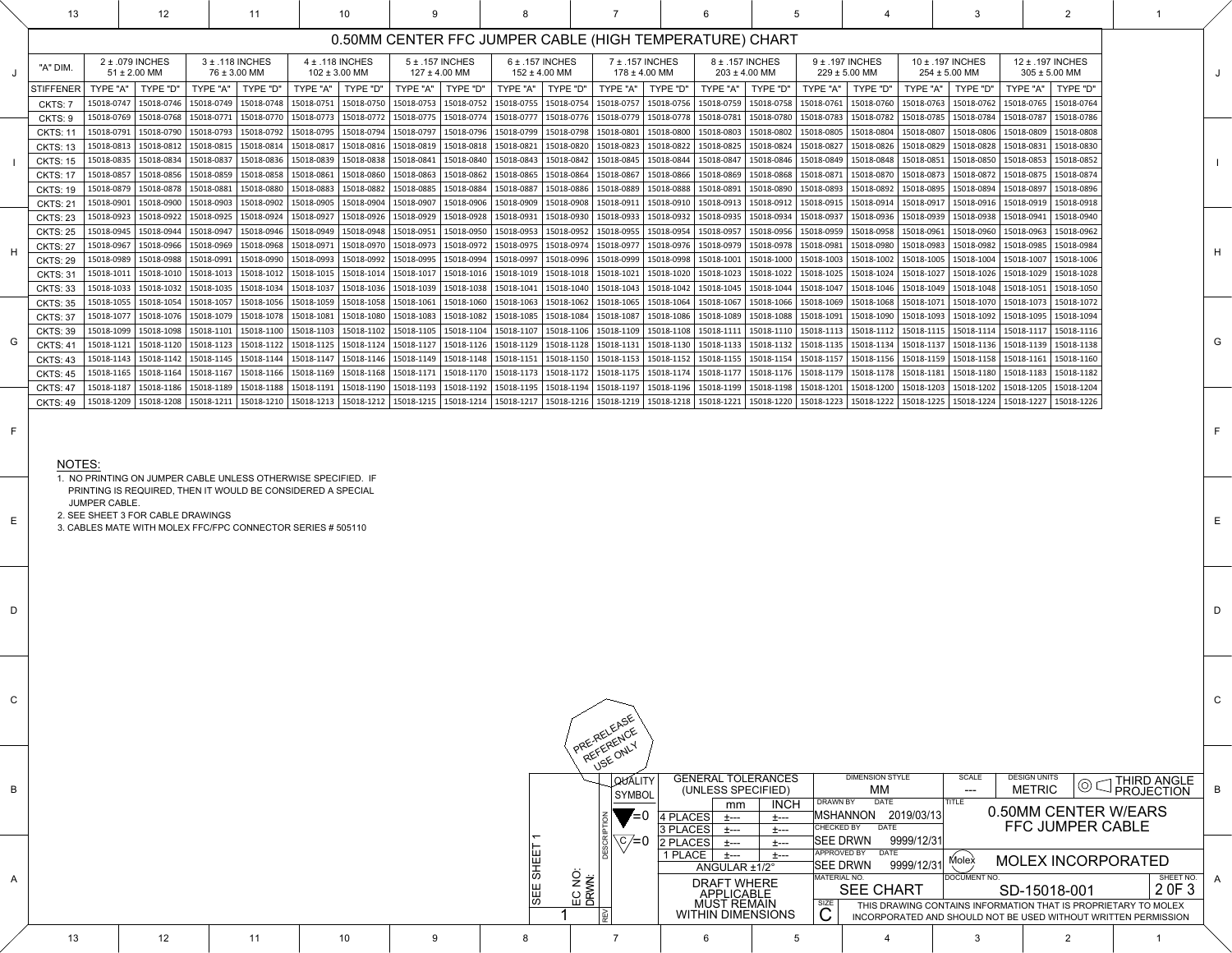# 0.50MM CENTER FFC JUMPER CABLE (HIGH TEMPERATURE) CHART

| "A" DIM. | 2 ± .079 INCHES 51 ± 2.00 MM | | 3 ± .118 INCHES 76 ± 3.00 MM | | 4 ± .118 INCHES 102 ± 3.00 MM | | 5 ± .157 INCHES 127 ± 4.00 MM | | 6 ± .157 INCHES 152 ± 4.00 MM | | 7 ± .157 INCHES 178 ± 4.00 MM | | 8 ± .157 INCHES 203 ± 4.00 MM | | 9 ± .197 INCHES 229 ± 5.00 MM | | 10 ± .197 INCHES 254 ± 5.00 MM | | 12 ± .197 INCHES 305 ± 5.00 MM | |
|---|---|---|---|---|---|---|---|---|---|---|---|---|---|---|---|---|---|---|---|---|
| STIFFENER | TYPE "A" | TYPE "D" | TYPE "A" | TYPE "D" | TYPE "A" | TYPE "D" | TYPE "A" | TYPE "D" | TYPE "A" | TYPE "D" | TYPE "A" | TYPE "D" | TYPE "A" | TYPE "D" | TYPE "A" | TYPE "D" | TYPE "A" | TYPE "D" | TYPE "A" | TYPE "D" |
| CKTS: 7 | 15018-0747 | 15018-0746 | 15018-0749 | 15018-0748 | 15018-0751 | 15018-0750 | 15018-0753 | 15018-0752 | 15018-0755 | 15018-0754 | 15018-0757 | 15018-0756 | 15018-0759 | 15018-0758 | 15018-0761 | 15018-0760 | 15018-0763 | 15018-0762 | 15018-0765 | 15018-0764 |
| CKTS: 9 | 15018-0769 | 15018-0768 | 15018-0771 | 15018-0770 | 15018-0773 | 15018-0772 | 15018-0775 | 15018-0774 | 15018-0777 | 15018-0776 | 15018-0779 | 15018-0778 | 15018-0781 | 15018-0780 | 15018-0783 | 15018-0782 | 15018-0785 | 15018-0784 | 15018-0787 | 15018-0786 |
| CKTS: 11 | 15018-0791 | 15018-0790 | 15018-0793 | 15018-0792 | 15018-0795 | 15018-0794 | 15018-0797 | 15018-0796 | 15018-0799 | 15018-0798 | 15018-0801 | 15018-0800 | 15018-0803 | 15018-0802 | 15018-0805 | 15018-0804 | 15018-0807 | 15018-0806 | 15018-0809 | 15018-0808 |
| CKTS: 13 | 15018-0813 | 15018-0812 | 15018-0815 | 15018-0814 | 15018-0817 | 15018-0816 | 15018-0819 | 15018-0818 | 15018-0821 | 15018-0820 | 15018-0823 | 15018-0822 | 15018-0825 | 15018-0824 | 15018-0827 | 15018-0826 | 15018-0829 | 15018-0828 | 15018-0831 | 15018-0830 |
| CKTS: 15 | 15018-0835 | 15018-0834 | 15018-0837 | 15018-0836 | 15018-0839 | 15018-0838 | 15018-0841 | 15018-0840 | 15018-0843 | 15018-0842 | 15018-0845 | 15018-0844 | 15018-0847 | 15018-0846 | 15018-0849 | 15018-0848 | 15018-0851 | 15018-0850 | 15018-0853 | 15018-0852 |
| CKTS: 17 | 15018-0857 | 15018-0856 | 15018-0859 | 15018-0858 | 15018-0861 | 15018-0860 | 15018-0863 | 15018-0862 | 15018-0865 | 15018-0864 | 15018-0867 | 15018-0866 | 15018-0869 | 15018-0868 | 15018-0871 | 15018-0870 | 15018-0873 | 15018-0872 | 15018-0875 | 15018-0874 |
| CKTS: 19 | 15018-0879 | 15018-0878 | 15018-0881 | 15018-0880 | 15018-0883 | 15018-0882 | 15018-0885 | 15018-0884 | 15018-0887 | 15018-0886 | 15018-0889 | 15018-0888 | 15018-0891 | 15018-0890 | 15018-0893 | 15018-0892 | 15018-0895 | 15018-0894 | 15018-0897 | 15018-0896 |
| CKTS: 21 | 15018-0901 | 15018-0900 | 15018-0903 | 15018-0902 | 15018-0905 | 15018-0904 | 15018-0907 | 15018-0906 | 15018-0909 | 15018-0908 | 15018-0911 | 15018-0910 | 15018-0913 | 15018-0912 | 15018-0915 | 15018-0914 | 15018-0917 | 15018-0916 | 15018-0919 | 15018-0918 |
| CKTS: 23 | 15018-0923 | 15018-0922 | 15018-0925 | 15018-0924 | 15018-0927 | 15018-0926 | 15018-0929 | 15018-0928 | 15018-0931 | 15018-0930 | 15018-0933 | 15018-0932 | 15018-0935 | 15018-0934 | 15018-0937 | 15018-0936 | 15018-0939 | 15018-0938 | 15018-0941 | 15018-0940 |
| CKTS: 25 | 15018-0945 | 15018-0944 | 15018-0947 | 15018-0946 | 15018-0949 | 15018-0948 | 15018-0951 | 15018-0950 | 15018-0953 | 15018-0952 | 15018-0955 | 15018-0954 | 15018-0957 | 15018-0956 | 15018-0959 | 15018-0958 | 15018-0961 | 15018-0960 | 15018-0963 | 15018-0962 |
| CKTS: 27 | 15018-0967 | 15018-0966 | 15018-0969 | 15018-0968 | 15018-0971 | 15018-0970 | 15018-0973 | 15018-0972 | 15018-0975 | 15018-0974 | 15018-0977 | 15018-0976 | 15018-0979 | 15018-0978 | 15018-0981 | 15018-0980 | 15018-0983 | 15018-0982 | 15018-0985 | 15018-0984 |
| CKTS: 29 | 15018-0989 | 15018-0988 | 15018-0991 | 15018-0990 | 15018-0993 | 15018-0992 | 15018-0995 | 15018-0994 | 15018-0997 | 15018-0996 | 15018-0999 | 15018-0998 | 15018-1001 | 15018-1000 | 15018-1003 | 15018-1002 | 15018-1005 | 15018-1004 | 15018-1007 | 15018-1006 |
| CKTS: 31 | 15018-1011 | 15018-1010 | 15018-1013 | 15018-1012 | 15018-1015 | 15018-1014 | 15018-1017 | 15018-1016 | 15018-1019 | 15018-1018 | 15018-1021 | 15018-1020 | 15018-1023 | 15018-1022 | 15018-1025 | 15018-1024 | 15018-1027 | 15018-1026 | 15018-1029 | 15018-1028 |
| CKTS: 33 | 15018-1033 | 15018-1032 | 15018-1035 | 15018-1034 | 15018-1037 | 15018-1036 | 15018-1039 | 15018-1038 | 15018-1041 | 15018-1040 | 15018-1043 | 15018-1042 | 15018-1045 | 15018-1044 | 15018-1047 | 15018-1046 | 15018-1049 | 15018-1048 | 15018-1051 | 15018-1050 |
| CKTS: 35 | 15018-1055 | 15018-1054 | 15018-1057 | 15018-1056 | 15018-1059 | 15018-1058 | 15018-1061 | 15018-1060 | 15018-1063 | 15018-1062 | 15018-1065 | 15018-1064 | 15018-1067 | 15018-1066 | 15018-1069 | 15018-1068 | 15018-1071 | 15018-1070 | 15018-1073 | 15018-1072 |
| CKTS: 37 | 15018-1077 | 15018-1076 | 15018-1079 | 15018-1078 | 15018-1081 | 15018-1080 | 15018-1083 | 15018-1082 | 15018-1085 | 15018-1084 | 15018-1087 | 15018-1086 | 15018-1089 | 15018-1088 | 15018-1091 | 15018-1090 | 15018-1093 | 15018-1092 | 15018-1095 | 15018-1094 |
| CKTS: 39 | 15018-1099 | 15018-1098 | 15018-1101 | 15018-1100 | 15018-1103 | 15018-1102 | 15018-1105 | 15018-1104 | 15018-1107 | 15018-1106 | 15018-1109 | 15018-1108 | 15018-1111 | 15018-1110 | 15018-1113 | 15018-1112 | 15018-1115 | 15018-1114 | 15018-1117 | 15018-1116 |
| CKTS: 41 | 15018-1121 | 15018-1120 | 15018-1123 | 15018-1122 | 15018-1125 | 15018-1124 | 15018-1127 | 15018-1126 | 15018-1129 | 15018-1128 | 15018-1131 | 15018-1130 | 15018-1133 | 15018-1132 | 15018-1135 | 15018-1134 | 15018-1137 | 15018-1136 | 15018-1139 | 15018-1138 |
| CKTS: 43 | 15018-1143 | 15018-1142 | 15018-1145 | 15018-1144 | 15018-1147 | 15018-1146 | 15018-1149 | 15018-1148 | 15018-1151 | 15018-1150 | 15018-1153 | 15018-1152 | 15018-1155 | 15018-1154 | 15018-1157 | 15018-1156 | 15018-1159 | 15018-1158 | 15018-1161 | 15018-1160 |
| CKTS: 45 | 15018-1165 | 15018-1164 | 15018-1167 | 15018-1166 | 15018-1169 | 15018-1168 | 15018-1171 | 15018-1170 | 15018-1173 | 15018-1172 | 15018-1175 | 15018-1174 | 15018-1177 | 15018-1176 | 15018-1179 | 15018-1178 | 15018-1181 | 15018-1180 | 15018-1183 | 15018-1182 |
| CKTS: 47 | 15018-1187 | 15018-1186 | 15018-1189 | 15018-1188 | 15018-1191 | 15018-1190 | 15018-1193 | 15018-1192 | 15018-1195 | 15018-1194 | 15018-1197 | 15018-1196 | 15018-1199 | 15018-1198 | 15018-1201 | 15018-1200 | 15018-1203 | 15018-1202 | 15018-1205 | 15018-1204 |
| CKTS: 49 | 15018-1209 | 15018-1208 | 15018-1211 | 15018-1210 | 15018-1213 | 15018-1212 | 15018-1215 | 15018-1214 | 15018-1217 | 15018-1216 | 15018-1219 | 15018-1218 | 15018-1221 | 15018-1220 | 15018-1223 | 15018-1222 | 15018-1225 | 15018-1224 | 15018-1227 | 15018-1226 |

NOTES:

1. NO PRINTING ON JUMPER CABLE UNLESS OTHERWISE SPECIFIED. IF PRINTING IS REQUIRED, THEN IT WOULD BE CONSIDERED A SPECIAL JUMPER CABLE.
2. SEE SHEET 3 FOR CABLE DRAWINGS
3. CABLES MATE WITH MOLEX FFC/FPC CONNECTOR SERIES # 505110

PRE-RELEASE REFERENCE USE ONLY

| GENERAL TOLERANCES (UNLESS SPECIFIED) | mm | INCH |
|---|---|---|
| 4 PLACES | ±--- | ±--- |
| 3 PLACES | ±--- | ±--- |
| 2 PLACES | ±--- | ±--- |
| 1 PLACE | ±--- | ±--- |
| ANGULAR ±1/2° | | |

DRAFT WHERE APPLICABLE MUST REMAIN WITHIN DIMENSIONS

QUALITY SYMBOL: =0, C =0

REV: 1 — SEE SHEET 1 — EC NO: — DRWN:

DIMENSION STYLE: MM — SCALE: --- — DESIGN UNITS: METRIC — THIRD ANGLE PROJECTION

DRAWN BY: MSHANNON, DATE: 2019/03/13
CHECKED BY: SEE DRWN, DATE: 9999/12/31
APPROVED BY: SEE DRWN, DATE: 9999/12/31

TITLE: 0.50MM CENTER W/EARS FFC JUMPER CABLE

MOLEX INCORPORATED

MATERIAL NO.: SEE CHART — DOCUMENT NO.: SD-15018-001 — SHEET NO.: 2 OF 3 — SIZE: C

THIS DRAWING CONTAINS INFORMATION THAT IS PROPRIETARY TO MOLEX INCORPORATED AND SHOULD NOT BE USED WITHOUT WRITTEN PERMISSION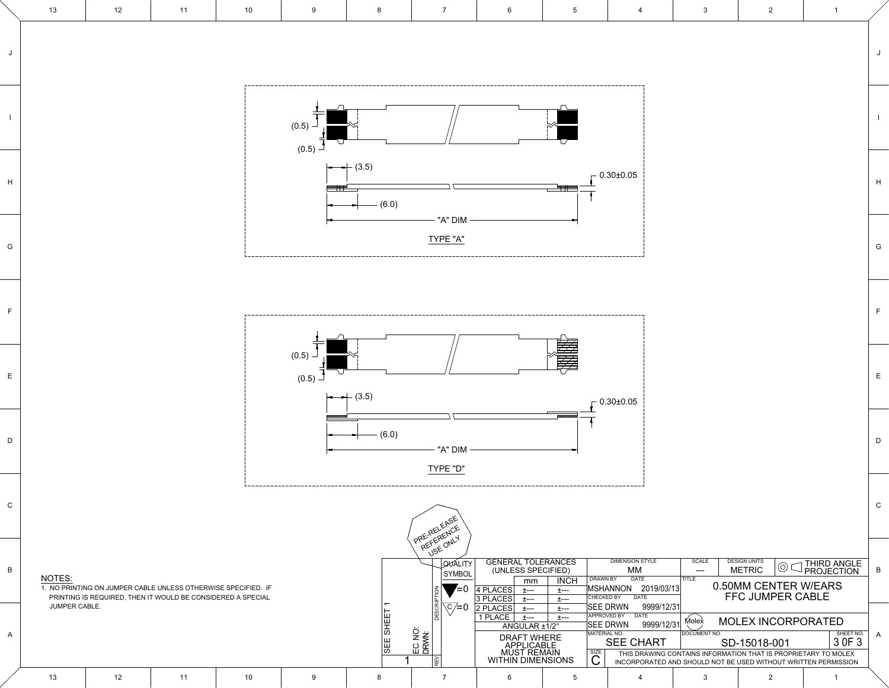(0.5)

(0.5)

(3.5)

0.30±0.05

(6.0)

"A" DIM

TYPE "A"

(0.5)

(0.5)

(3.5)

0.30±0.05

(6.0)

"A" DIM

TYPE "D"

PRE-RELEASE REFERENCE USE ONLY

NOTES:

1. NO PRINTING ON JUMPER CABLE UNLESS OTHERWISE SPECIFIED. IF PRINTING IS REQUIRED, THEN IT WOULD BE CONSIDERED A SPECIAL JUMPER CABLE.

| GENERAL TOLERANCES (UNLESS SPECIFIED) | mm | INCH |
|---|---|---|
| 4 PLACES | ±--- | ±--- |
| 3 PLACES | ±--- | ±--- |
| 2 PLACES | ±--- | ±--- |
| 1 PLACE | ±--- | ±--- |
| ANGULAR ±1/2° | | |

DRAFT WHERE APPLICABLE MUST REMAIN WITHIN DIMENSIONS

QUALITY SYMBOL: =0, =0

REV: 1 | EC NO: | DRWN: | SEE SHEET 1

| | |
|---|---|
| DIMENSION STYLE | MM |
| SCALE | --- |
| DESIGN UNITS | METRIC |
| PROJECTION | THIRD ANGLE PROJECTION |
| DRAWN BY / DATE | MSHANNON 2019/03/13 |
| CHECKED BY / DATE | SEE DRWN 9999/12/31 |
| APPROVED BY / DATE | SEE DRWN 9999/12/31 |
| TITLE | 0.50MM CENTER W/EARS FFC JUMPER CABLE |
| COMPANY | MOLEX INCORPORATED |
| MATERIAL NO. | SEE CHART |
| DOCUMENT NO. | SD-15018-001 |
| SHEET NO. | 3 OF 3 |
| SIZE | C |

THIS DRAWING CONTAINS INFORMATION THAT IS PROPRIETARY TO MOLEX INCORPORATED AND SHOULD NOT BE USED WITHOUT WRITTEN PERMISSION